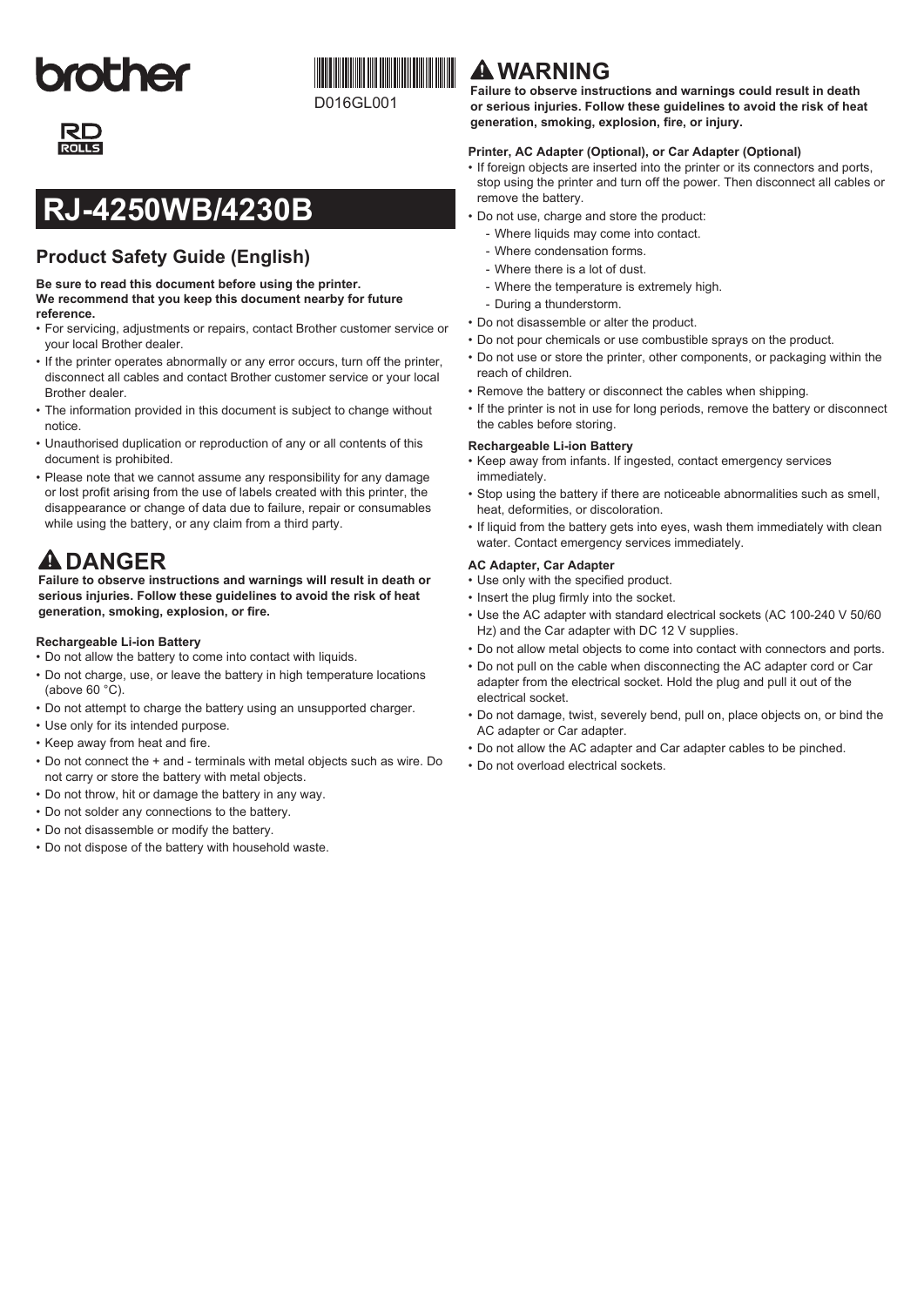brother

D016GL001

RD ROLLS

# RJ-4250WB/4230B

## Product Safety Guide (English)

**Be sure to read this document before using the printer.**
**We recommend that you keep this document nearby for future reference.**

- For servicing, adjustments or repairs, contact Brother customer service or your local Brother dealer.
- If the printer operates abnormally or any error occurs, turn off the printer, disconnect all cables and contact Brother customer service or your local Brother dealer.
- The information provided in this document is subject to change without notice.
- Unauthorised duplication or reproduction of any or all contents of this document is prohibited.
- Please note that we cannot assume any responsibility for any damage or lost profit arising from the use of labels created with this printer, the disappearance or change of data due to failure, repair or consumables while using the battery, or any claim from a third party.

## ⚠ DANGER

**Failure to observe instructions and warnings will result in death or serious injuries. Follow these guidelines to avoid the risk of heat generation, smoking, explosion, or fire.**

### Rechargeable Li-ion Battery

- Do not allow the battery to come into contact with liquids.
- Do not charge, use, or leave the battery in high temperature locations (above 60 °C).
- Do not attempt to charge the battery using an unsupported charger.
- Use only for its intended purpose.
- Keep away from heat and fire.
- Do not connect the + and - terminals with metal objects such as wire. Do not carry or store the battery with metal objects.
- Do not throw, hit or damage the battery in any way.
- Do not solder any connections to the battery.
- Do not disassemble or modify the battery.
- Do not dispose of the battery with household waste.

## ⚠ WARNING

**Failure to observe instructions and warnings could result in death or serious injuries. Follow these guidelines to avoid the risk of heat generation, smoking, explosion, fire, or injury.**

### Printer, AC Adapter (Optional), or Car Adapter (Optional)

- If foreign objects are inserted into the printer or its connectors and ports, stop using the printer and turn off the power. Then disconnect all cables or remove the battery.
- Do not use, charge and store the product:
  - Where liquids may come into contact.
  - Where condensation forms.
  - Where there is a lot of dust.
  - Where the temperature is extremely high.
  - During a thunderstorm.
- Do not disassemble or alter the product.
- Do not pour chemicals or use combustible sprays on the product.
- Do not use or store the printer, other components, or packaging within the reach of children.
- Remove the battery or disconnect the cables when shipping.
- If the printer is not in use for long periods, remove the battery or disconnect the cables before storing.

### Rechargeable Li-ion Battery

- Keep away from infants. If ingested, contact emergency services immediately.
- Stop using the battery if there are noticeable abnormalities such as smell, heat, deformities, or discoloration.
- If liquid from the battery gets into eyes, wash them immediately with clean water. Contact emergency services immediately.

### AC Adapter, Car Adapter

- Use only with the specified product.
- Insert the plug firmly into the socket.
- Use the AC adapter with standard electrical sockets (AC 100-240 V 50/60 Hz) and the Car adapter with DC 12 V supplies.
- Do not allow metal objects to come into contact with connectors and ports.
- Do not pull on the cable when disconnecting the AC adapter cord or Car adapter from the electrical socket. Hold the plug and pull it out of the electrical socket.
- Do not damage, twist, severely bend, pull on, place objects on, or bind the AC adapter or Car adapter.
- Do not allow the AC adapter and Car adapter cables to be pinched.
- Do not overload electrical sockets.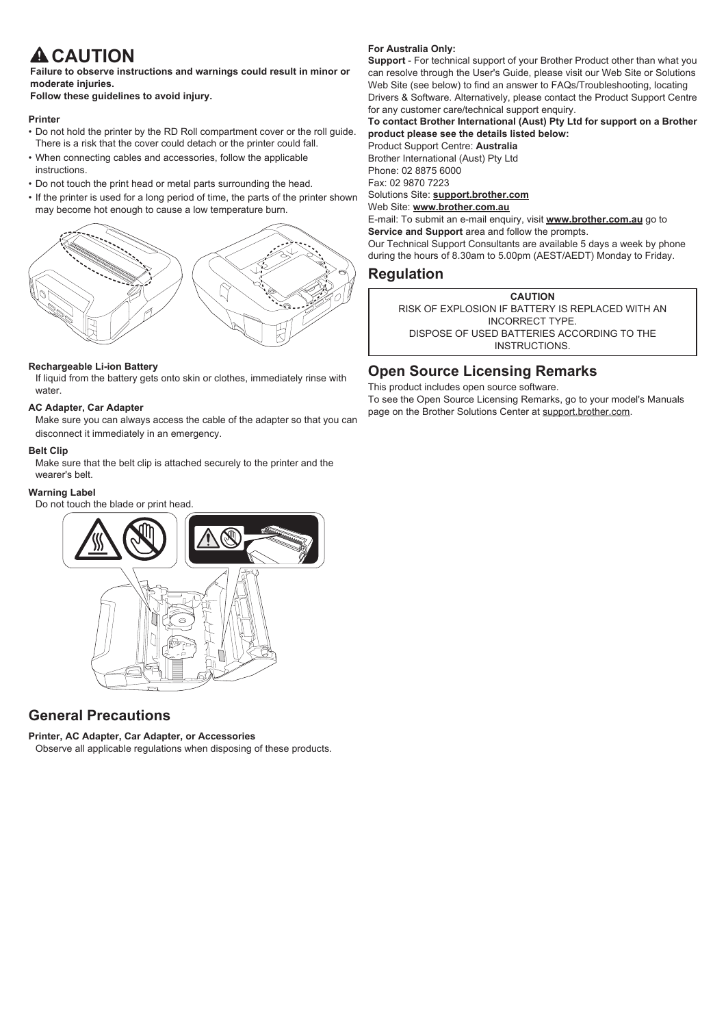# ⚠ CAUTION

**Failure to observe instructions and warnings could result in minor or moderate injuries.**
**Follow these guidelines to avoid injury.**

**Printer**

- Do not hold the printer by the RD Roll compartment cover or the roll guide. There is a risk that the cover could detach or the printer could fall.
- When connecting cables and accessories, follow the applicable instructions.
- Do not touch the print head or metal parts surrounding the head.
- If the printer is used for a long period of time, the parts of the printer shown may become hot enough to cause a low temperature burn.

**Rechargeable Li-ion Battery**

If liquid from the battery gets onto skin or clothes, immediately rinse with water.

**AC Adapter, Car Adapter**

Make sure you can always access the cable of the adapter so that you can disconnect it immediately in an emergency.

**Belt Clip**

Make sure that the belt clip is attached securely to the printer and the wearer's belt.

**Warning Label**

Do not touch the blade or print head.

## General Precautions

**Printer, AC Adapter, Car Adapter, or Accessories**

Observe all applicable regulations when disposing of these products.

**For Australia Only:**

**Support** - For technical support of your Brother Product other than what you can resolve through the User's Guide, please visit our Web Site or Solutions Web Site (see below) to find an answer to FAQs/Troubleshooting, locating Drivers & Software. Alternatively, please contact the Product Support Centre for any customer care/technical support enquiry.

**To contact Brother International (Aust) Pty Ltd for support on a Brother product please see the details listed below:**

Product Support Centre: **Australia**
Brother International (Aust) Pty Ltd
Phone: 02 8875 6000
Fax: 02 9870 7223
Solutions Site: **support.brother.com**
Web Site: **www.brother.com.au**
E-mail: To submit an e-mail enquiry, visit **www.brother.com.au** go to **Service and Support** area and follow the prompts.
Our Technical Support Consultants are available 5 days a week by phone during the hours of 8.30am to 5.00pm (AEST/AEDT) Monday to Friday.

## Regulation

**CAUTION**
RISK OF EXPLOSION IF BATTERY IS REPLACED WITH AN INCORRECT TYPE.
DISPOSE OF USED BATTERIES ACCORDING TO THE INSTRUCTIONS.

## Open Source Licensing Remarks

This product includes open source software.
To see the Open Source Licensing Remarks, go to your model's Manuals page on the Brother Solutions Center at support.brother.com.